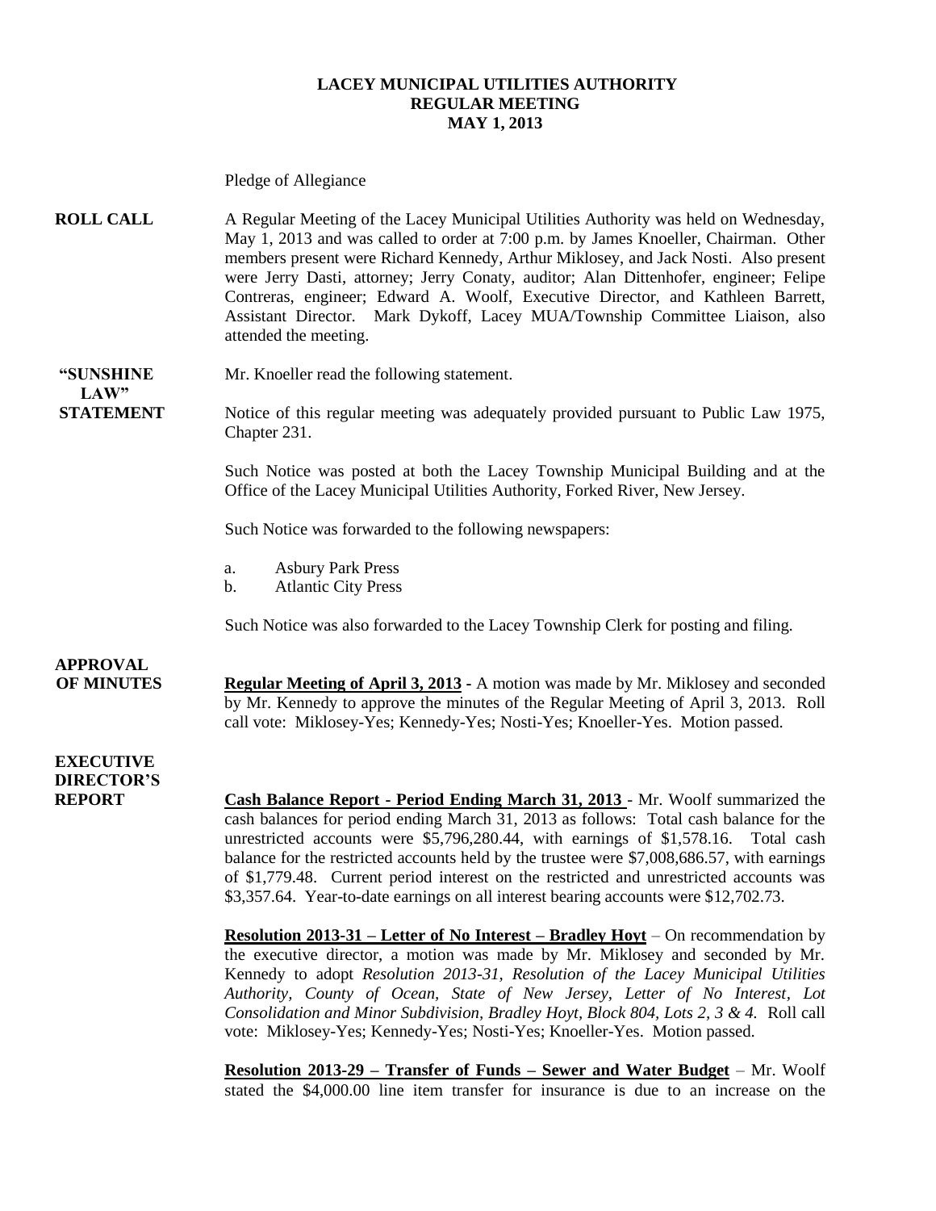# LACEY MUNICIPAL UTILITIES AUTHORITY
## REGULAR MEETING
## MAY 1, 2013

Pledge of Allegiance

**ROLL CALL** A Regular Meeting of the Lacey Municipal Utilities Authority was held on Wednesday, May 1, 2013 and was called to order at 7:00 p.m. by James Knoeller, Chairman. Other members present were Richard Kennedy, Arthur Miklosey, and Jack Nosti. Also present were Jerry Dasti, attorney; Jerry Conaty, auditor; Alan Dittenhofer, engineer; Felipe Contreras, engineer; Edward A. Woolf, Executive Director, and Kathleen Barrett, Assistant Director. Mark Dykoff, Lacey MUA/Township Committee Liaison, also attended the meeting.

**"SUNSHINE LAW" STATEMENT** Mr. Knoeller read the following statement.

Notice of this regular meeting was adequately provided pursuant to Public Law 1975, Chapter 231.

Such Notice was posted at both the Lacey Township Municipal Building and at the Office of the Lacey Municipal Utilities Authority, Forked River, New Jersey.

Such Notice was forwarded to the following newspapers:

a. Asbury Park Press
b. Atlantic City Press

Such Notice was also forwarded to the Lacey Township Clerk for posting and filing.

**APPROVAL OF MINUTES** **Regular Meeting of April 3, 2013** - A motion was made by Mr. Miklosey and seconded by Mr. Kennedy to approve the minutes of the Regular Meeting of April 3, 2013. Roll call vote: Miklosey-Yes; Kennedy-Yes; Nosti-Yes; Knoeller-Yes. Motion passed.

**EXECUTIVE DIRECTOR'S REPORT** **Cash Balance Report - Period Ending March 31, 2013** - Mr. Woolf summarized the cash balances for period ending March 31, 2013 as follows: Total cash balance for the unrestricted accounts were $5,796,280.44, with earnings of $1,578.16. Total cash balance for the restricted accounts held by the trustee were $7,008,686.57, with earnings of $1,779.48. Current period interest on the restricted and unrestricted accounts was $3,357.64. Year-to-date earnings on all interest bearing accounts were $12,702.73.

**Resolution 2013-31 – Letter of No Interest – Bradley Hoyt** – On recommendation by the executive director, a motion was made by Mr. Miklosey and seconded by Mr. Kennedy to adopt *Resolution 2013-31, Resolution of the Lacey Municipal Utilities Authority, County of Ocean, State of New Jersey, Letter of No Interest, Lot Consolidation and Minor Subdivision, Bradley Hoyt, Block 804, Lots 2, 3 & 4.* Roll call vote: Miklosey-Yes; Kennedy-Yes; Nosti-Yes; Knoeller-Yes. Motion passed.

**Resolution 2013-29 – Transfer of Funds – Sewer and Water Budget** – Mr. Woolf stated the $4,000.00 line item transfer for insurance is due to an increase on the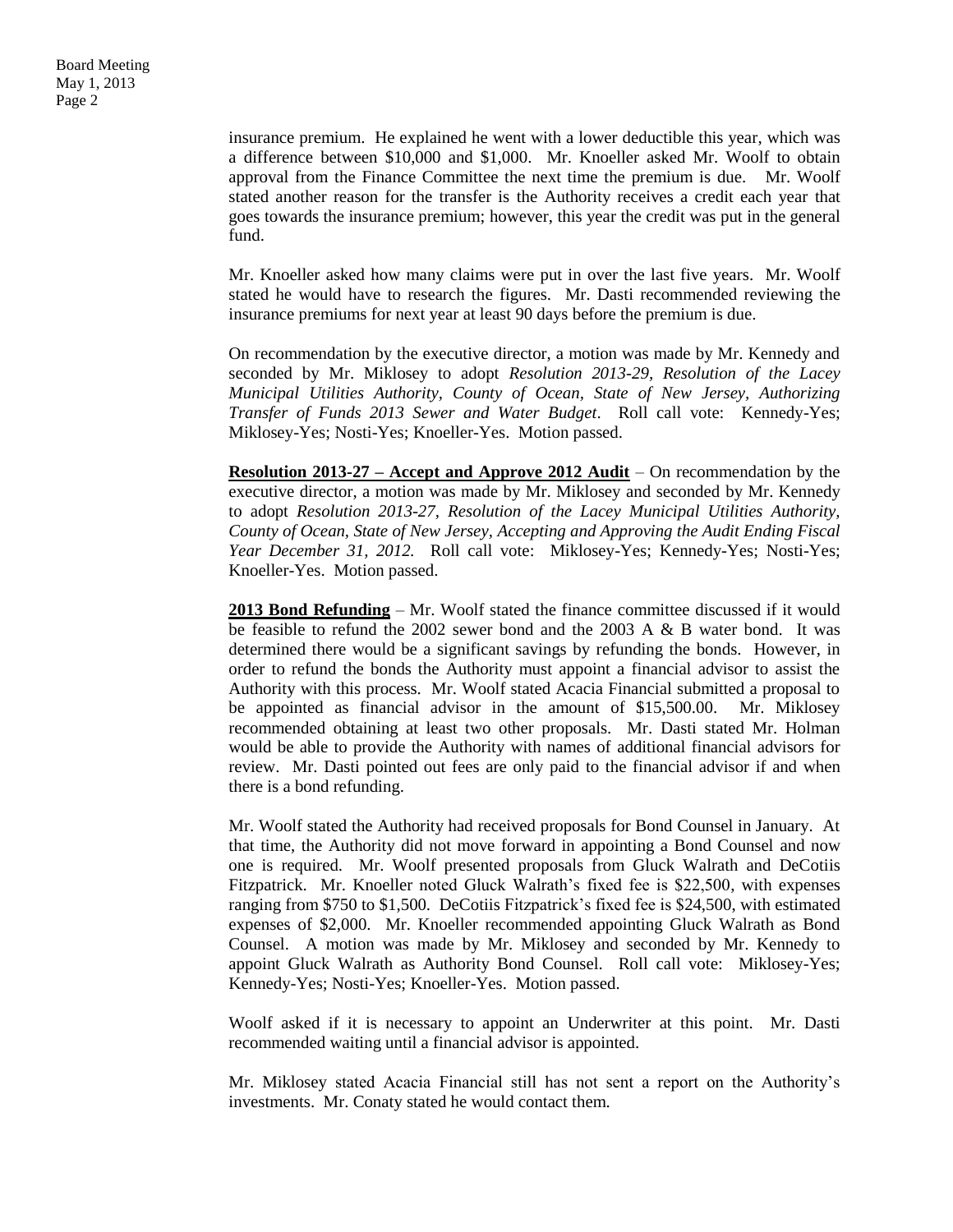insurance premium. He explained he went with a lower deductible this year, which was a difference between $10,000 and $1,000. Mr. Knoeller asked Mr. Woolf to obtain approval from the Finance Committee the next time the premium is due. Mr. Woolf stated another reason for the transfer is the Authority receives a credit each year that goes towards the insurance premium; however, this year the credit was put in the general fund.

Mr. Knoeller asked how many claims were put in over the last five years. Mr. Woolf stated he would have to research the figures. Mr. Dasti recommended reviewing the insurance premiums for next year at least 90 days before the premium is due.

On recommendation by the executive director, a motion was made by Mr. Kennedy and seconded by Mr. Miklosey to adopt *Resolution 2013-29, Resolution of the Lacey Municipal Utilities Authority, County of Ocean, State of New Jersey, Authorizing Transfer of Funds 2013 Sewer and Water Budget*. Roll call vote: Kennedy-Yes; Miklosey-Yes; Nosti-Yes; Knoeller-Yes. Motion passed.

**Resolution 2013-27 – Accept and Approve 2012 Audit** – On recommendation by the executive director, a motion was made by Mr. Miklosey and seconded by Mr. Kennedy to adopt *Resolution 2013-27, Resolution of the Lacey Municipal Utilities Authority, County of Ocean, State of New Jersey, Accepting and Approving the Audit Ending Fiscal Year December 31, 2012.* Roll call vote: Miklosey-Yes; Kennedy-Yes; Nosti-Yes; Knoeller-Yes. Motion passed.

**2013 Bond Refunding** – Mr. Woolf stated the finance committee discussed if it would be feasible to refund the 2002 sewer bond and the 2003 A & B water bond. It was determined there would be a significant savings by refunding the bonds. However, in order to refund the bonds the Authority must appoint a financial advisor to assist the Authority with this process. Mr. Woolf stated Acacia Financial submitted a proposal to be appointed as financial advisor in the amount of $15,500.00. Mr. Miklosey recommended obtaining at least two other proposals. Mr. Dasti stated Mr. Holman would be able to provide the Authority with names of additional financial advisors for review. Mr. Dasti pointed out fees are only paid to the financial advisor if and when there is a bond refunding.

Mr. Woolf stated the Authority had received proposals for Bond Counsel in January. At that time, the Authority did not move forward in appointing a Bond Counsel and now one is required. Mr. Woolf presented proposals from Gluck Walrath and DeCotiis Fitzpatrick. Mr. Knoeller noted Gluck Walrath's fixed fee is $22,500, with expenses ranging from $750 to $1,500. DeCotiis Fitzpatrick's fixed fee is $24,500, with estimated expenses of $2,000. Mr. Knoeller recommended appointing Gluck Walrath as Bond Counsel. A motion was made by Mr. Miklosey and seconded by Mr. Kennedy to appoint Gluck Walrath as Authority Bond Counsel. Roll call vote: Miklosey-Yes; Kennedy-Yes; Nosti-Yes; Knoeller-Yes. Motion passed.

Woolf asked if it is necessary to appoint an Underwriter at this point. Mr. Dasti recommended waiting until a financial advisor is appointed.

Mr. Miklosey stated Acacia Financial still has not sent a report on the Authority's investments. Mr. Conaty stated he would contact them.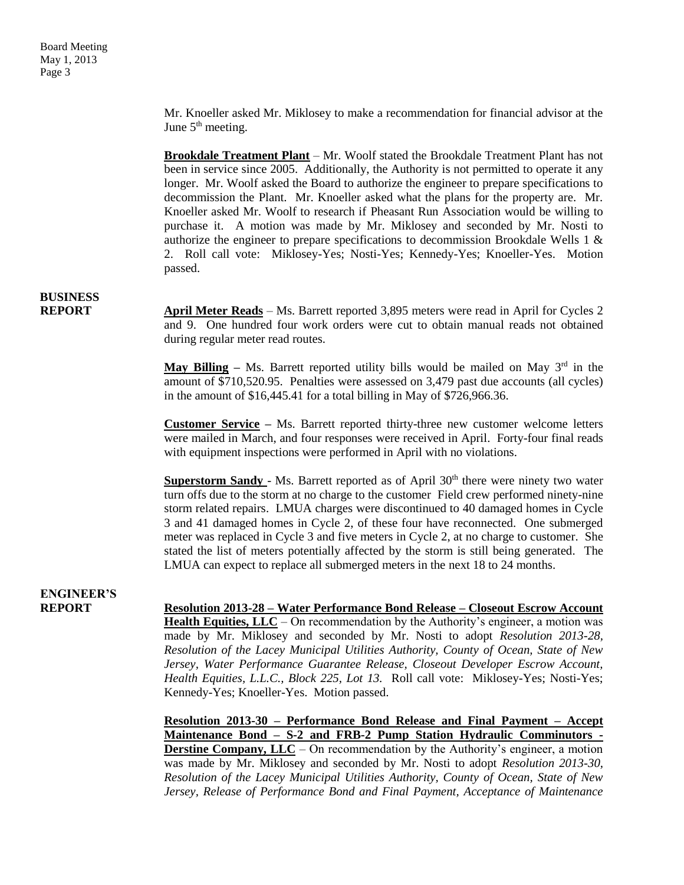Mr. Knoeller asked Mr. Miklosey to make a recommendation for financial advisor at the June 5th meeting.

**Brookdale Treatment Plant** – Mr. Woolf stated the Brookdale Treatment Plant has not been in service since 2005. Additionally, the Authority is not permitted to operate it any longer. Mr. Woolf asked the Board to authorize the engineer to prepare specifications to decommission the Plant. Mr. Knoeller asked what the plans for the property are. Mr. Knoeller asked Mr. Woolf to research if Pheasant Run Association would be willing to purchase it. A motion was made by Mr. Miklosey and seconded by Mr. Nosti to authorize the engineer to prepare specifications to decommission Brookdale Wells 1 & 2. Roll call vote: Miklosey-Yes; Nosti-Yes; Kennedy-Yes; Knoeller-Yes. Motion passed.

## BUSINESS REPORT

**April Meter Reads** – Ms. Barrett reported 3,895 meters were read in April for Cycles 2 and 9. One hundred four work orders were cut to obtain manual reads not obtained during regular meter read routes.

**May Billing** – Ms. Barrett reported utility bills would be mailed on May 3rd in the amount of $710,520.95. Penalties were assessed on 3,479 past due accounts (all cycles) in the amount of $16,445.41 for a total billing in May of $726,966.36.

**Customer Service** – Ms. Barrett reported thirty-three new customer welcome letters were mailed in March, and four responses were received in April. Forty-four final reads with equipment inspections were performed in April with no violations.

**Superstorm Sandy** - Ms. Barrett reported as of April 30th there were ninety two water turn offs due to the storm at no charge to the customer Field crew performed ninety-nine storm related repairs. LMUA charges were discontinued to 40 damaged homes in Cycle 3 and 41 damaged homes in Cycle 2, of these four have reconnected. One submerged meter was replaced in Cycle 3 and five meters in Cycle 2, at no charge to customer. She stated the list of meters potentially affected by the storm is still being generated. The LMUA can expect to replace all submerged meters in the next 18 to 24 months.

## ENGINEER'S REPORT

**Resolution 2013-28 – Water Performance Bond Release – Closeout Escrow Account Health Equities, LLC** – On recommendation by the Authority's engineer, a motion was made by Mr. Miklosey and seconded by Mr. Nosti to adopt *Resolution 2013-28, Resolution of the Lacey Municipal Utilities Authority, County of Ocean, State of New Jersey, Water Performance Guarantee Release, Closeout Developer Escrow Account, Health Equities, L.L.C., Block 225, Lot 13.* Roll call vote: Miklosey-Yes; Nosti-Yes; Kennedy-Yes; Knoeller-Yes. Motion passed.

**Resolution 2013-30 – Performance Bond Release and Final Payment – Accept Maintenance Bond – S-2 and FRB-2 Pump Station Hydraulic Comminutors - Derstine Company, LLC** – On recommendation by the Authority's engineer, a motion was made by Mr. Miklosey and seconded by Mr. Nosti to adopt *Resolution 2013-30, Resolution of the Lacey Municipal Utilities Authority, County of Ocean, State of New Jersey, Release of Performance Bond and Final Payment, Acceptance of Maintenance*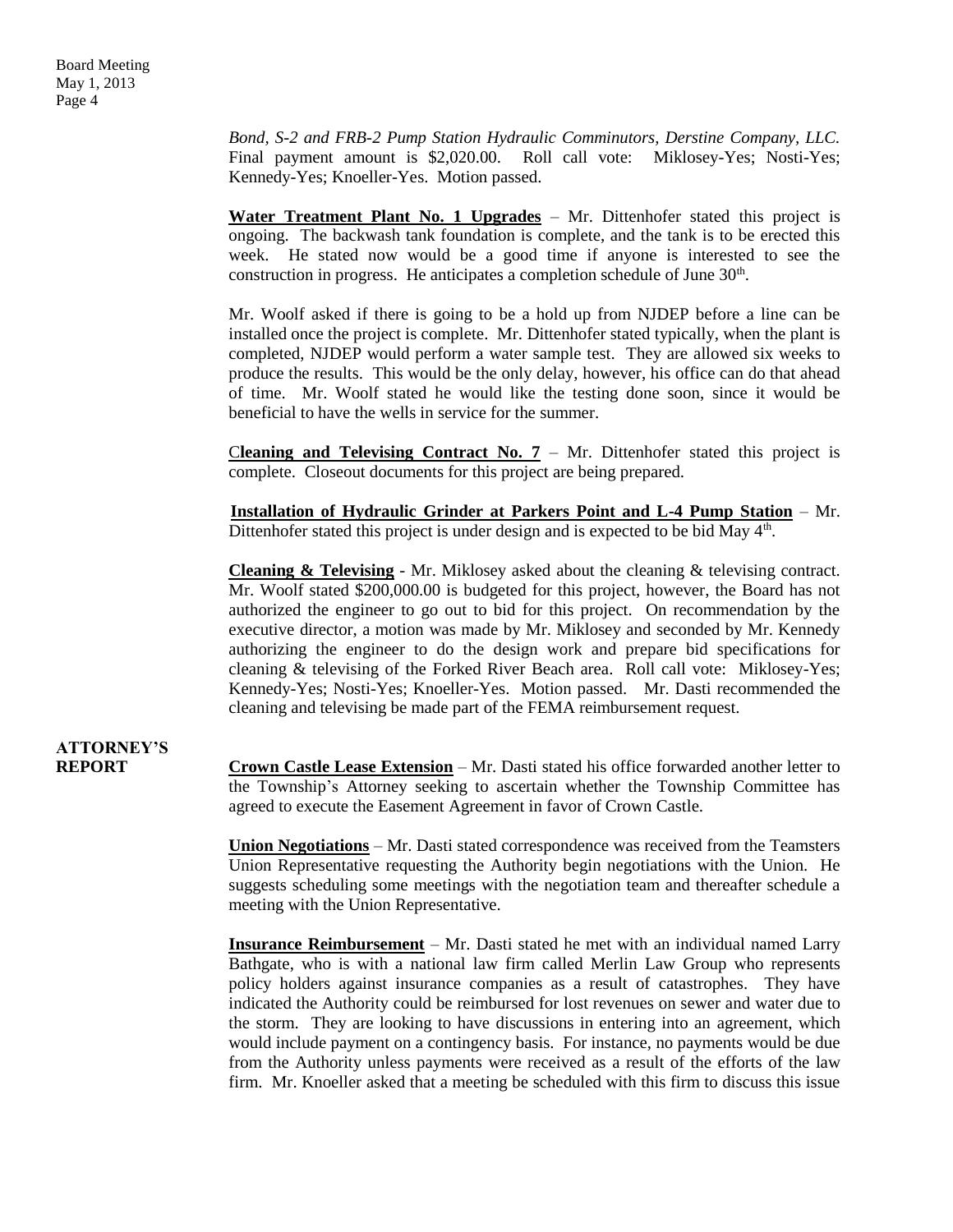*Bond, S-2 and FRB-2 Pump Station Hydraulic Comminutors, Derstine Company, LLC.* Final payment amount is $2,020.00. Roll call vote: Miklosey-Yes; Nosti-Yes; Kennedy-Yes; Knoeller-Yes. Motion passed.

**Water Treatment Plant No. 1 Upgrades** – Mr. Dittenhofer stated this project is ongoing. The backwash tank foundation is complete, and the tank is to be erected this week. He stated now would be a good time if anyone is interested to see the construction in progress. He anticipates a completion schedule of June 30th.

Mr. Woolf asked if there is going to be a hold up from NJDEP before a line can be installed once the project is complete. Mr. Dittenhofer stated typically, when the plant is completed, NJDEP would perform a water sample test. They are allowed six weeks to produce the results. This would be the only delay, however, his office can do that ahead of time. Mr. Woolf stated he would like the testing done soon, since it would be beneficial to have the wells in service for the summer.

**Cleaning and Televising Contract No. 7** – Mr. Dittenhofer stated this project is complete. Closeout documents for this project are being prepared.

**Installation of Hydraulic Grinder at Parkers Point and L-4 Pump Station** – Mr. Dittenhofer stated this project is under design and is expected to be bid May 4th.

**Cleaning & Televising** - Mr. Miklosey asked about the cleaning & televising contract. Mr. Woolf stated $200,000.00 is budgeted for this project, however, the Board has not authorized the engineer to go out to bid for this project. On recommendation by the executive director, a motion was made by Mr. Miklosey and seconded by Mr. Kennedy authorizing the engineer to do the design work and prepare bid specifications for cleaning & televising of the Forked River Beach area. Roll call vote: Miklosey-Yes; Kennedy-Yes; Nosti-Yes; Knoeller-Yes. Motion passed. Mr. Dasti recommended the cleaning and televising be made part of the FEMA reimbursement request.

## ATTORNEY'S REPORT

**Crown Castle Lease Extension** – Mr. Dasti stated his office forwarded another letter to the Township's Attorney seeking to ascertain whether the Township Committee has agreed to execute the Easement Agreement in favor of Crown Castle.

**Union Negotiations** – Mr. Dasti stated correspondence was received from the Teamsters Union Representative requesting the Authority begin negotiations with the Union. He suggests scheduling some meetings with the negotiation team and thereafter schedule a meeting with the Union Representative.

**Insurance Reimbursement** – Mr. Dasti stated he met with an individual named Larry Bathgate, who is with a national law firm called Merlin Law Group who represents policy holders against insurance companies as a result of catastrophes. They have indicated the Authority could be reimbursed for lost revenues on sewer and water due to the storm. They are looking to have discussions in entering into an agreement, which would include payment on a contingency basis. For instance, no payments would be due from the Authority unless payments were received as a result of the efforts of the law firm. Mr. Knoeller asked that a meeting be scheduled with this firm to discuss this issue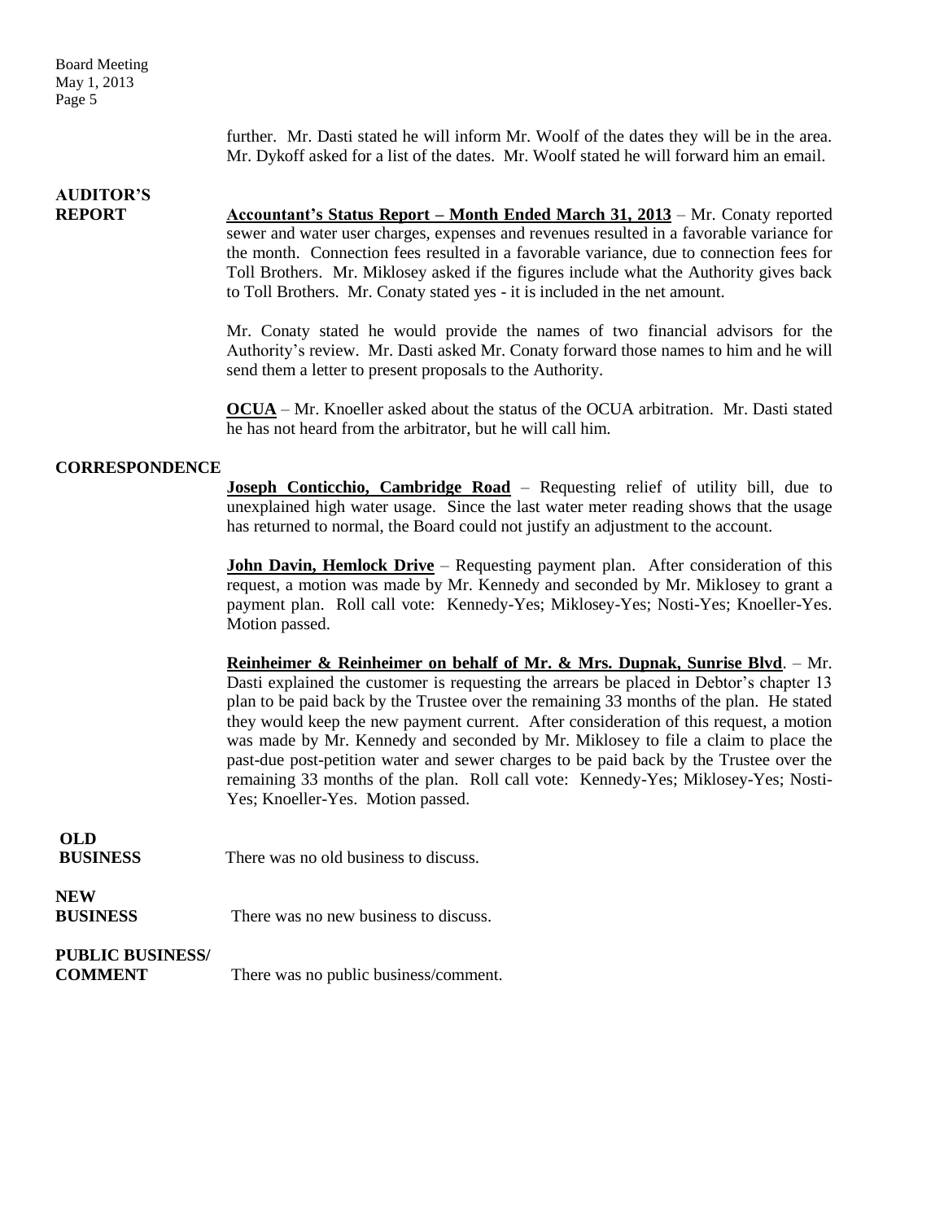further. Mr. Dasti stated he will inform Mr. Woolf of the dates they will be in the area. Mr. Dykoff asked for a list of the dates. Mr. Woolf stated he will forward him an email.

**AUDITOR'S REPORT**

**Accountant's Status Report – Month Ended March 31, 2013** – Mr. Conaty reported sewer and water user charges, expenses and revenues resulted in a favorable variance for the month. Connection fees resulted in a favorable variance, due to connection fees for Toll Brothers. Mr. Miklosey asked if the figures include what the Authority gives back to Toll Brothers. Mr. Conaty stated yes - it is included in the net amount.

Mr. Conaty stated he would provide the names of two financial advisors for the Authority's review. Mr. Dasti asked Mr. Conaty forward those names to him and he will send them a letter to present proposals to the Authority.

**OCUA** – Mr. Knoeller asked about the status of the OCUA arbitration. Mr. Dasti stated he has not heard from the arbitrator, but he will call him.

**CORRESPONDENCE**

**Joseph Conticchio, Cambridge Road** – Requesting relief of utility bill, due to unexplained high water usage. Since the last water meter reading shows that the usage has returned to normal, the Board could not justify an adjustment to the account.

**John Davin, Hemlock Drive** – Requesting payment plan. After consideration of this request, a motion was made by Mr. Kennedy and seconded by Mr. Miklosey to grant a payment plan. Roll call vote: Kennedy-Yes; Miklosey-Yes; Nosti-Yes; Knoeller-Yes. Motion passed.

**Reinheimer & Reinheimer on behalf of Mr. & Mrs. Dupnak, Sunrise Blvd**. – Mr. Dasti explained the customer is requesting the arrears be placed in Debtor's chapter 13 plan to be paid back by the Trustee over the remaining 33 months of the plan. He stated they would keep the new payment current. After consideration of this request, a motion was made by Mr. Kennedy and seconded by Mr. Miklosey to file a claim to place the past-due post-petition water and sewer charges to be paid back by the Trustee over the remaining 33 months of the plan. Roll call vote: Kennedy-Yes; Miklosey-Yes; Nosti-Yes; Knoeller-Yes. Motion passed.

**OLD BUSINESS**

There was no old business to discuss.

**NEW BUSINESS**

There was no new business to discuss.

**PUBLIC BUSINESS/ COMMENT**

There was no public business/comment.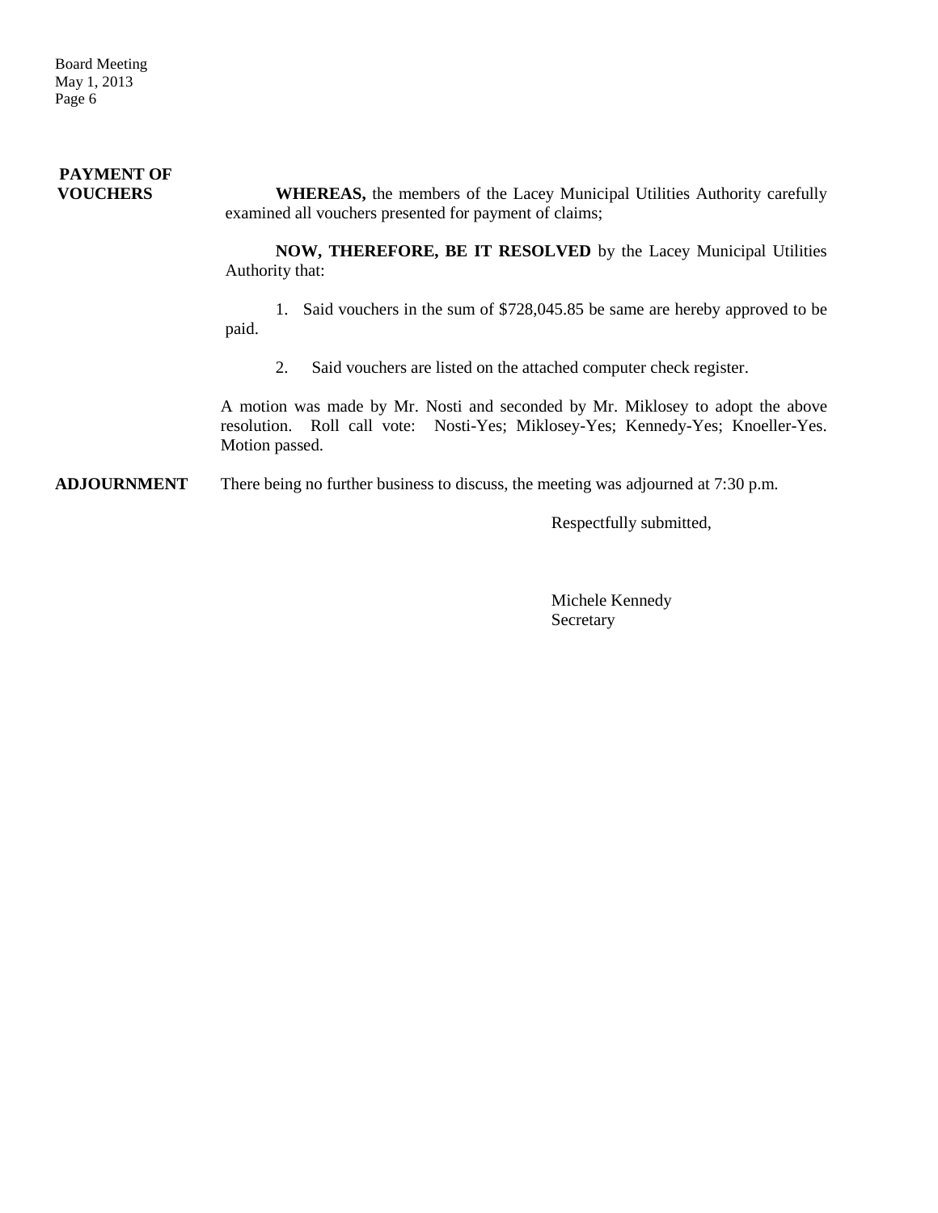**PAYMENT OF VOUCHERS**

**WHEREAS,** the members of the Lacey Municipal Utilities Authority carefully examined all vouchers presented for payment of claims;

**NOW, THEREFORE, BE IT RESOLVED** by the Lacey Municipal Utilities Authority that:

1. Said vouchers in the sum of $728,045.85 be same are hereby approved to be paid.

2. Said vouchers are listed on the attached computer check register.

A motion was made by Mr. Nosti and seconded by Mr. Miklosey to adopt the above resolution. Roll call vote: Nosti-Yes; Miklosey-Yes; Kennedy-Yes; Knoeller-Yes. Motion passed.

**ADJOURNMENT** There being no further business to discuss, the meeting was adjourned at 7:30 p.m.

Respectfully submitted,

Michele Kennedy
Secretary